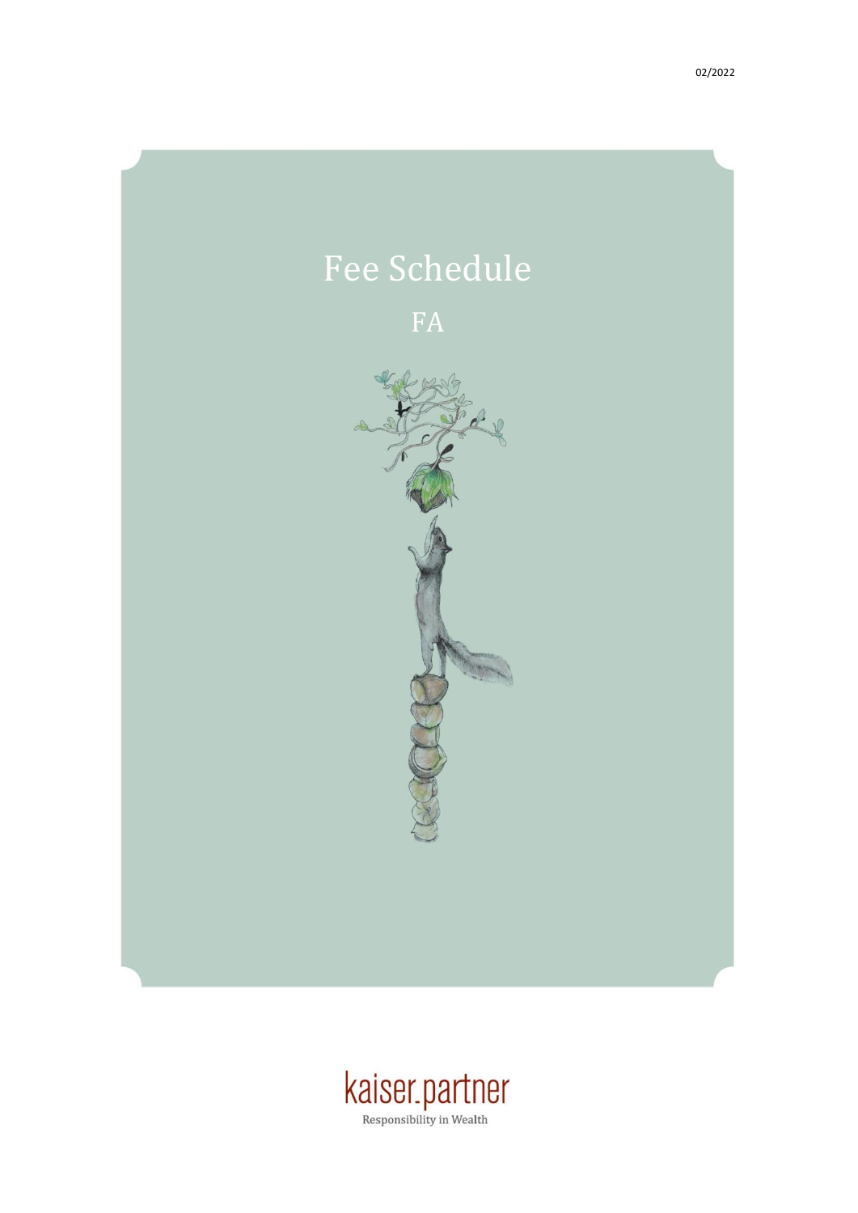02/2022

# Fee Schedule

## FA

kaiser.partner

Responsibility in Wealth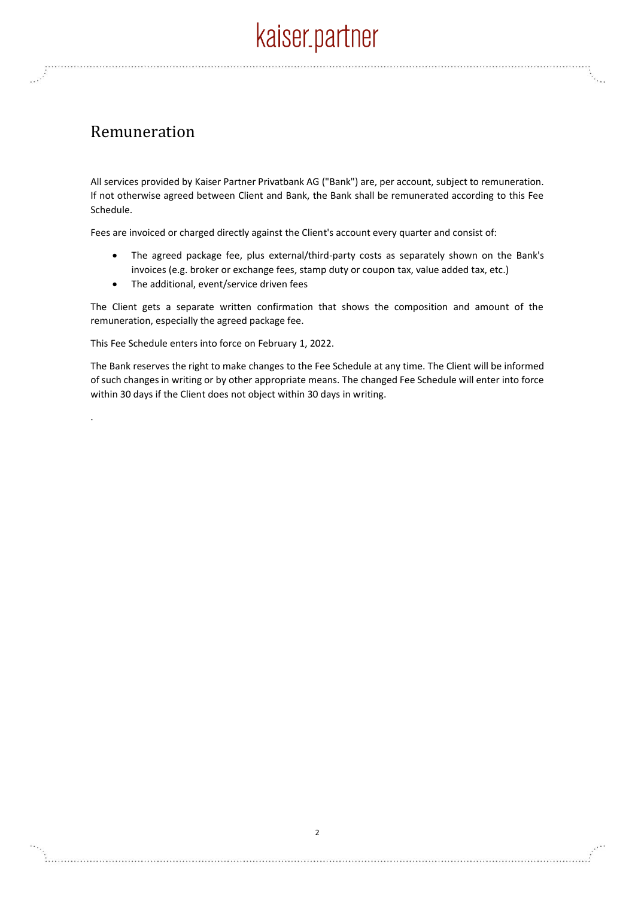# Remuneration

All services provided by Kaiser Partner Privatbank AG ("Bank") are, per account, subject to remuneration. If not otherwise agreed between Client and Bank, the Bank shall be remunerated according to this Fee Schedule.

Fees are invoiced or charged directly against the Client's account every quarter and consist of:

- The agreed package fee, plus external/third-party costs as separately shown on the Bank's invoices (e.g. broker or exchange fees, stamp duty or coupon tax, value added tax, etc.)
- The additional, event/service driven fees

The Client gets a separate written confirmation that shows the composition and amount of the remuneration, especially the agreed package fee.

This Fee Schedule enters into force on February 1, 2022.

The Bank reserves the right to make changes to the Fee Schedule at any time. The Client will be informed of such changes in writing or by other appropriate means. The changed Fee Schedule will enter into force within 30 days if the Client does not object within 30 days in writing.

.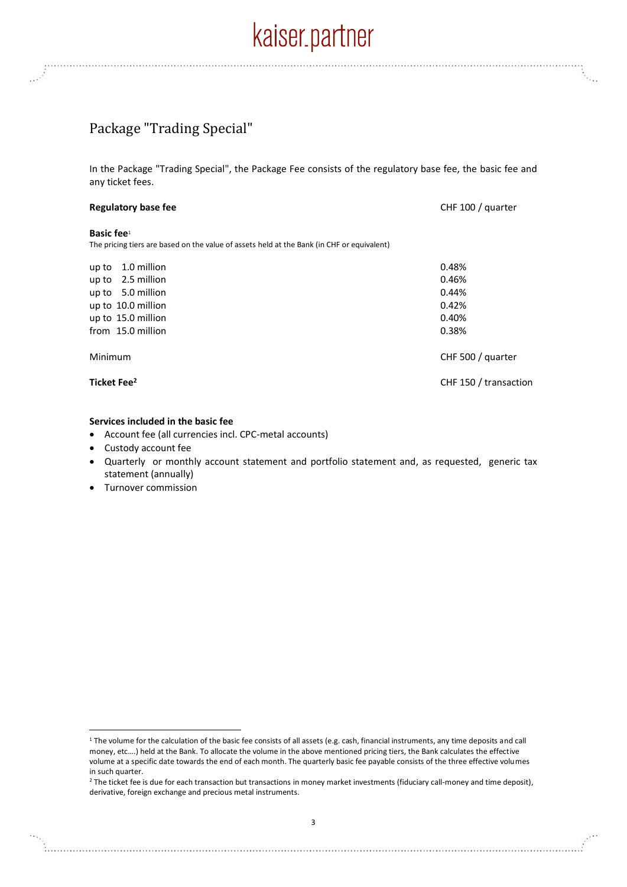## Package "Trading Special"

In the Package "Trading Special", the Package Fee consists of the regulatory base fee, the basic fee and any ticket fees.

| | |
|---|---|
| **Regulatory base fee** | CHF 100 / quarter |
| **Basic fee**[1] | |
| The pricing tiers are based on the value of assets held at the Bank (in CHF or equivalent) | |
| up to 1.0 million | 0.48% |
| up to 2.5 million | 0.46% |
| up to 5.0 million | 0.44% |
| up to 10.0 million | 0.42% |
| up to 15.0 million | 0.40% |
| from 15.0 million | 0.38% |
| Minimum | CHF 500 / quarter |
| **Ticket Fee**[2] | CHF 150 / transaction |

**Services included in the basic fee**

- Account fee (all currencies incl. CPC-metal accounts)
- Custody account fee
- Quarterly or monthly account statement and portfolio statement and, as requested, generic tax statement (annually)
- Turnover commission

---

[1] The volume for the calculation of the basic fee consists of all assets (e.g. cash, financial instruments, any time deposits and call money, etc.…) held at the Bank. To allocate the volume in the above mentioned pricing tiers, the Bank calculates the effective volume at a specific date towards the end of each month. The quarterly basic fee payable consists of the three effective volumes in such quarter.

[2] The ticket fee is due for each transaction but transactions in money market investments (fiduciary call-money and time deposit), derivative, foreign exchange and precious metal instruments.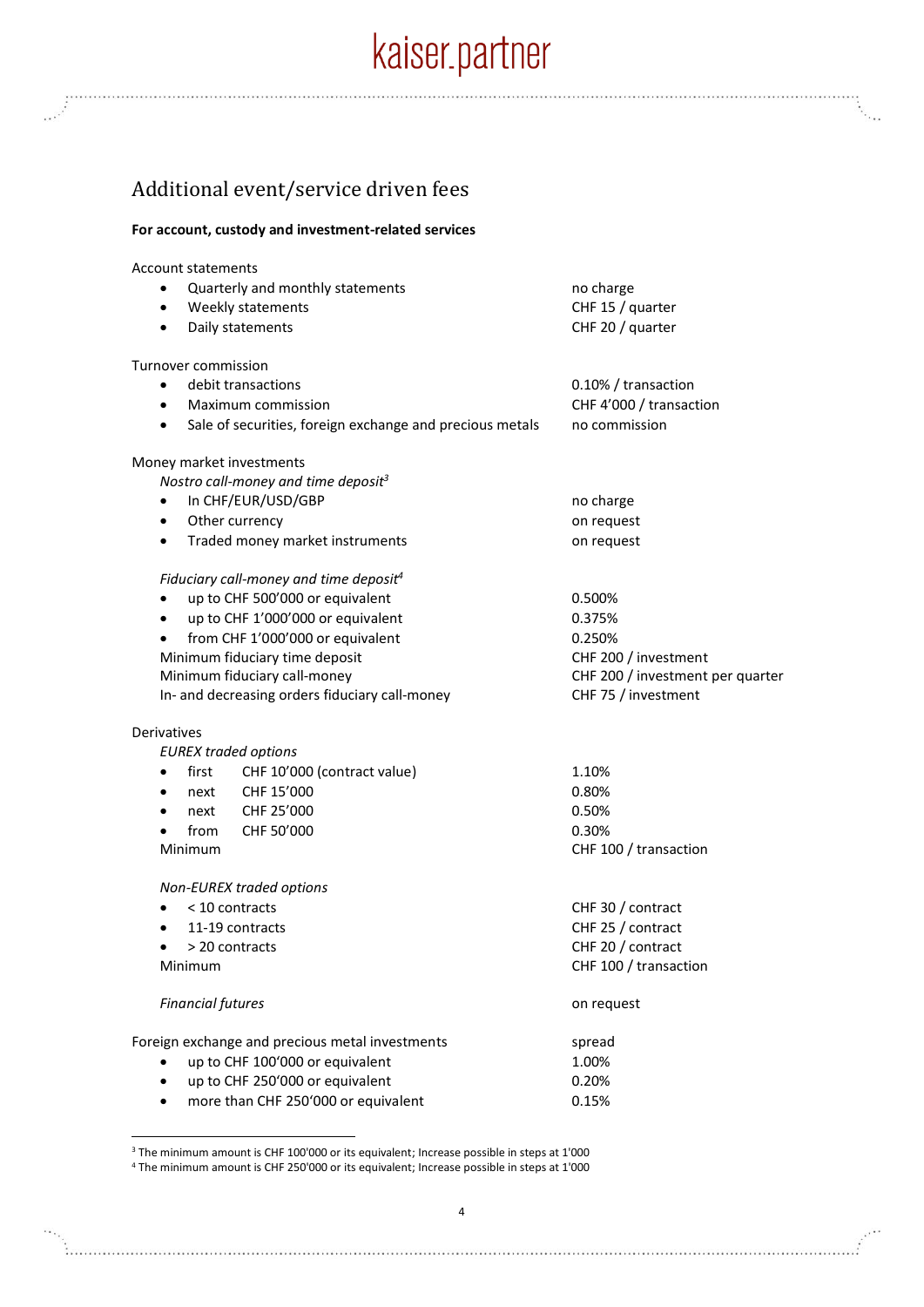## Additional event/service driven fees

**For account, custody and investment-related services**

Account statements

| | |
|---|---|
| • Quarterly and monthly statements | no charge |
| • Weekly statements | CHF 15 / quarter |
| • Daily statements | CHF 20 / quarter |

Turnover commission

| | |
|---|---|
| • debit transactions | 0.10% / transaction |
| • Maximum commission | CHF 4'000 / transaction |
| • Sale of securities, foreign exchange and precious metals | no commission |

Money market investments

*Nostro call-money and time deposit*[3]

| | |
|---|---|
| • In CHF/EUR/USD/GBP | no charge |
| • Other currency | on request |
| • Traded money market instruments | on request |

*Fiduciary call-money and time deposit*[4]

| | |
|---|---|
| • up to CHF 500'000 or equivalent | 0.500% |
| • up to CHF 1'000'000 or equivalent | 0.375% |
| • from CHF 1'000'000 or equivalent | 0.250% |
| Minimum fiduciary time deposit | CHF 200 / investment |
| Minimum fiduciary call-money | CHF 200 / investment per quarter |
| In- and decreasing orders fiduciary call-money | CHF 75 / investment |

Derivatives

*EUREX traded options*

| | | |
|---|---|---|
| • first | CHF 10'000 (contract value) | 1.10% |
| • next | CHF 15'000 | 0.80% |
| • next | CHF 25'000 | 0.50% |
| • from | CHF 50'000 | 0.30% |
| Minimum | | CHF 100 / transaction |

*Non-EUREX traded options*

| | |
|---|---|
| • < 10 contracts | CHF 30 / contract |
| • 11-19 contracts | CHF 25 / contract |
| • > 20 contracts | CHF 20 / contract |
| Minimum | CHF 100 / transaction |

*Financial futures* — on request

| Foreign exchange and precious metal investments | spread |
|---|---|
| • up to CHF 100'000 or equivalent | 1.00% |
| • up to CHF 250'000 or equivalent | 0.20% |
| • more than CHF 250'000 or equivalent | 0.15% |

---

[3] The minimum amount is CHF 100'000 or its equivalent; Increase possible in steps at 1'000

[4] The minimum amount is CHF 250'000 or its equivalent; Increase possible in steps at 1'000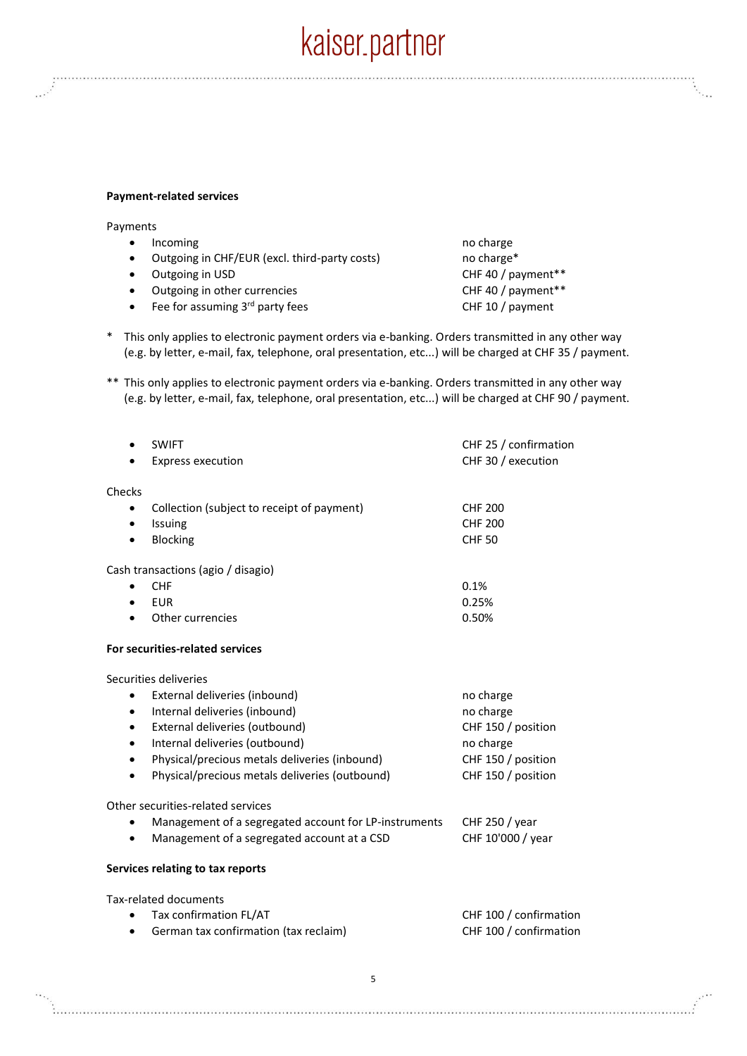**Payment-related services**

Payments

| | |
|---|---|
| • Incoming | no charge |
| • Outgoing in CHF/EUR (excl. third-party costs) | no charge* |
| • Outgoing in USD | CHF 40 / payment** |
| • Outgoing in other currencies | CHF 40 / payment** |
| • Fee for assuming 3rd party fees | CHF 10 / payment |

\* This only applies to electronic payment orders via e-banking. Orders transmitted in any other way (e.g. by letter, e-mail, fax, telephone, oral presentation, etc...) will be charged at CHF 35 / payment.

\*\* This only applies to electronic payment orders via e-banking. Orders transmitted in any other way (e.g. by letter, e-mail, fax, telephone, oral presentation, etc...) will be charged at CHF 90 / payment.

| | |
|---|---|
| • SWIFT | CHF 25 / confirmation |
| • Express execution | CHF 30 / execution |

Checks

| | |
|---|---|
| • Collection (subject to receipt of payment) | CHF 200 |
| • Issuing | CHF 200 |
| • Blocking | CHF 50 |

Cash transactions (agio / disagio)

| | |
|---|---|
| • CHF | 0.1% |
| • EUR | 0.25% |
| • Other currencies | 0.50% |

**For securities-related services**

Securities deliveries

| | |
|---|---|
| • External deliveries (inbound) | no charge |
| • Internal deliveries (inbound) | no charge |
| • External deliveries (outbound) | CHF 150 / position |
| • Internal deliveries (outbound) | no charge |
| • Physical/precious metals deliveries (inbound) | CHF 150 / position |
| • Physical/precious metals deliveries (outbound) | CHF 150 / position |

Other securities-related services

| | |
|---|---|
| • Management of a segregated account for LP-instruments | CHF 250 / year |
| • Management of a segregated account at a CSD | CHF 10'000 / year |

**Services relating to tax reports**

Tax-related documents

| | |
|---|---|
| • Tax confirmation FL/AT | CHF 100 / confirmation |
| • German tax confirmation (tax reclaim) | CHF 100 / confirmation |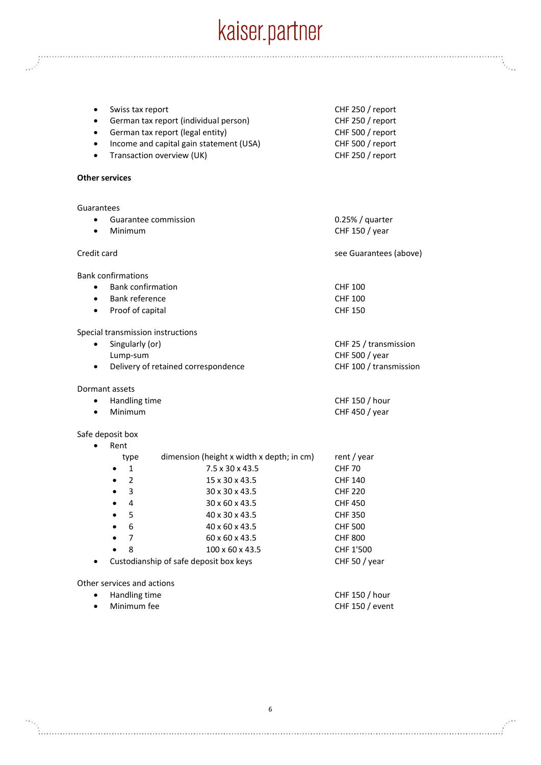| | |
|---|---|
| Swiss tax report | CHF 250 / report |
| German tax report (individual person) | CHF 250 / report |
| German tax report (legal entity) | CHF 500 / report |
| Income and capital gain statement (USA) | CHF 500 / report |
| Transaction overview (UK) | CHF 250 / report |

**Other services**

Guarantees

| | |
|---|---|
| Guarantee commission | 0.25% / quarter |
| Minimum | CHF 150 / year |

| | |
|---|---|
| Credit card | see Guarantees (above) |

Bank confirmations

| | |
|---|---|
| Bank confirmation | CHF 100 |
| Bank reference | CHF 100 |
| Proof of capital | CHF 150 |

Special transmission instructions

| | |
|---|---|
| Singularly (or) | CHF 25 / transmission |
| Lump-sum | CHF 500 / year |
| Delivery of retained correspondence | CHF 100 / transmission |

Dormant assets

| | |
|---|---|
| Handling time | CHF 150 / hour |
| Minimum | CHF 450 / year |

Safe deposit box

- Rent

| type | dimension (height x width x depth; in cm) | rent / year |
|---|---|---|
| 1 | 7.5 x 30 x 43.5 | CHF 70 |
| 2 | 15 x 30 x 43.5 | CHF 140 |
| 3 | 30 x 30 x 43.5 | CHF 220 |
| 4 | 30 x 60 x 43.5 | CHF 450 |
| 5 | 40 x 30 x 43.5 | CHF 350 |
| 6 | 40 x 60 x 43.5 | CHF 500 |
| 7 | 60 x 60 x 43.5 | CHF 800 |
| 8 | 100 x 60 x 43.5 | CHF 1'500 |

| | |
|---|---|
| Custodianship of safe deposit box keys | CHF 50 / year |

Other services and actions

| | |
|---|---|
| Handling time | CHF 150 / hour |
| Minimum fee | CHF 150 / event |